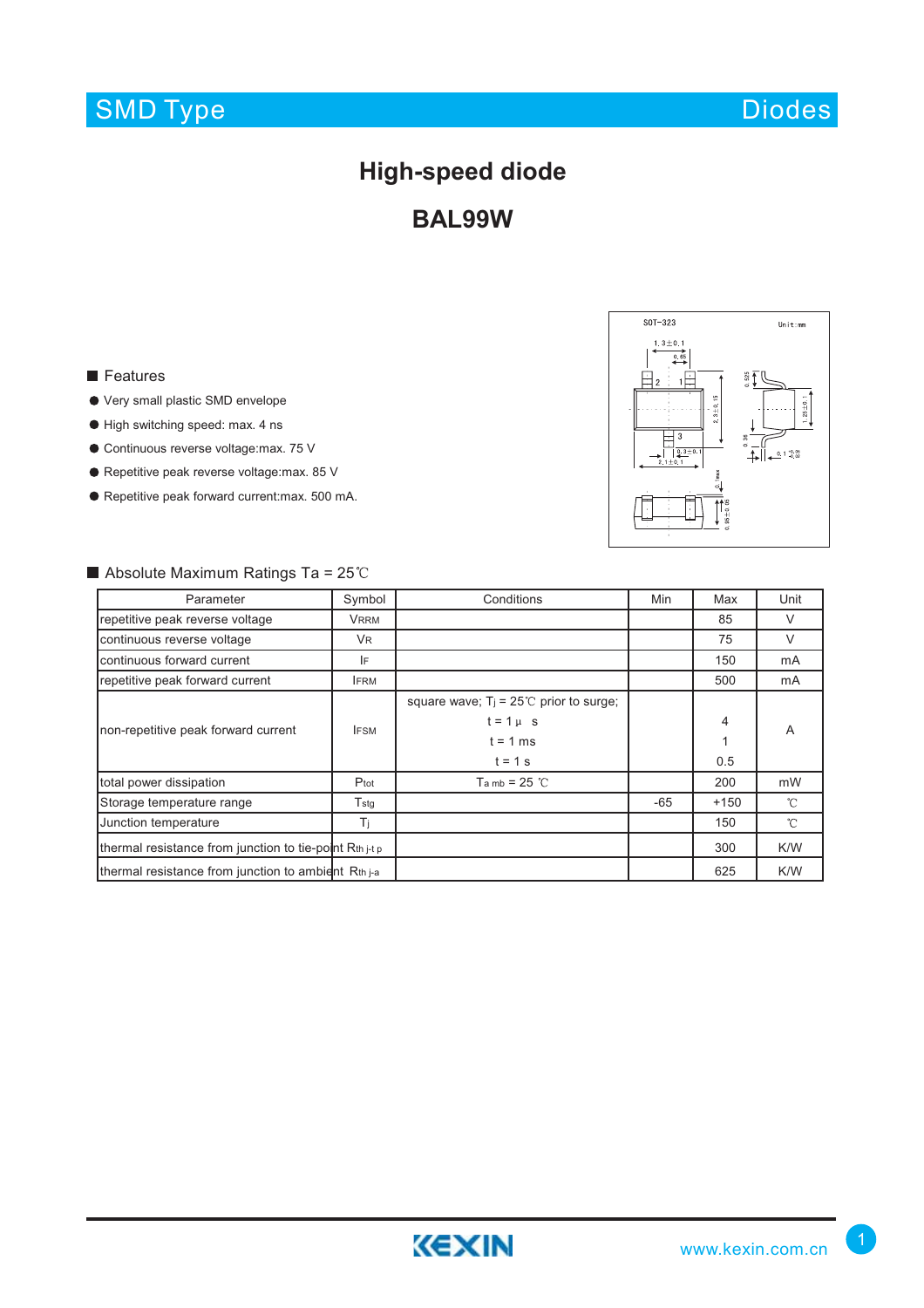SMD Type | Diodes

# High-speed diode

# BAL99W

## Features

- Very small plastic SMD envelope
- High switching speed: max. 4 ns
- Continuous reverse voltage:max. 75 V
- Repetitive peak reverse voltage:max. 85 V
- Repetitive peak forward current:max. 500 mA.

## Absolute Maximum Ratings Ta = 25℃

| Parameter | Symbol | Conditions | Min | Max | Unit |
|---|---|---|---|---|---|
| repetitive peak reverse voltage | $V_{RRM}$ | | | 85 | V |
| continuous reverse voltage | $V_R$ | | | 75 | V |
| continuous forward current | $I_F$ | | | 150 | mA |
| repetitive peak forward current | $I_{FRM}$ | | | 500 | mA |
| non-repetitive peak forward current | $I_{FSM}$ | square wave; $T_j$ = 25℃ prior to surge; t = 1 μs<br>t = 1 ms<br>t = 1 s | | 4<br>1<br>0.5 | A |
| total power dissipation | $P_{tot}$ | $T_{amb}$ = 25 ℃ | | 200 | mW |
| Storage temperature range | $T_{stg}$ | | -65 | +150 | ℃ |
| Junction temperature | $T_j$ | | | 150 | ℃ |
| thermal resistance from junction to tie-point | $R_{th\ j\text{-}tp}$ | | | 300 | K/W |
| thermal resistance from junction to ambient | $R_{th\ j\text{-}a}$ | | | 625 | K/W |

KEXIN www.kexin.com.cn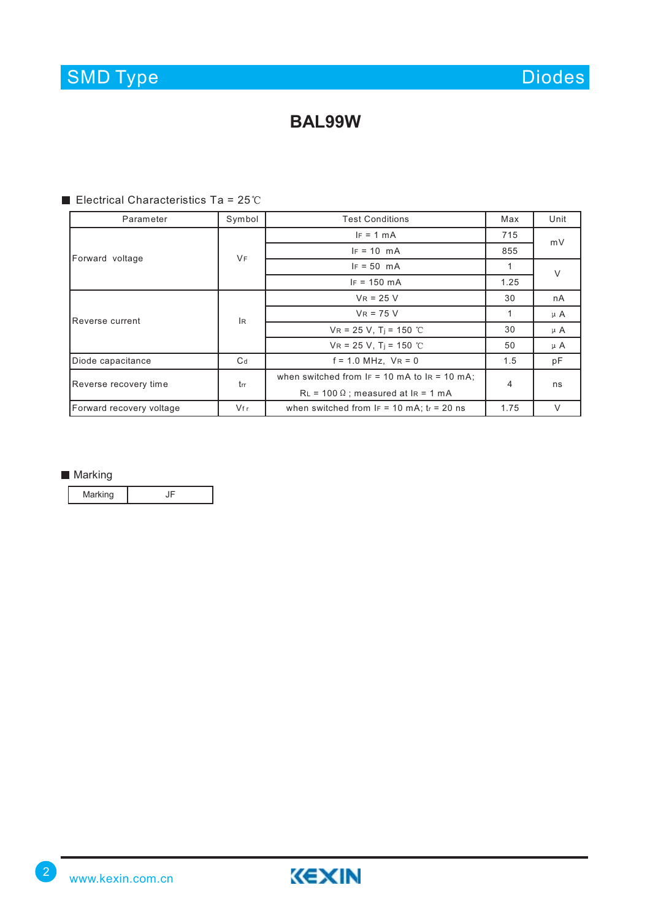# BAL99W

## Electrical Characteristics Ta = 25℃

| Parameter | Symbol | Test Conditions | Max | Unit |
|---|---|---|---|---|
| Forward voltage | $V_F$ | $I_F$ = 1 mA | 715 | mV |
| | | $I_F$ = 10 mA | 855 | |
| | | $I_F$ = 50 mA | 1 | V |
| | | $I_F$ = 150 mA | 1.25 | |
| Reverse current | $I_R$ | $V_R$ = 25 V | 30 | nA |
| | | $V_R$ = 75 V | 1 | μA |
| | | $V_R$ = 25 V, $T_j$ = 150 ℃ | 30 | μA |
| | | $V_R$ = 25 V, $T_j$ = 150 ℃ | 50 | μA |
| Diode capacitance | $C_d$ | f = 1.0 MHz, $V_R$ = 0 | 1.5 | pF |
| Reverse recovery time | $t_{rr}$ | when switched from $I_F$ = 10 mA to $I_R$ = 10 mA; $R_L$ = 100 Ω ; measured at $I_R$ = 1 mA | 4 | ns |
| Forward recovery voltage | $V_{fr}$ | when switched from $I_F$ = 10 mA; $t_r$ = 20 ns | 1.75 | V |

## Marking

| Marking | JF |
|---|---|